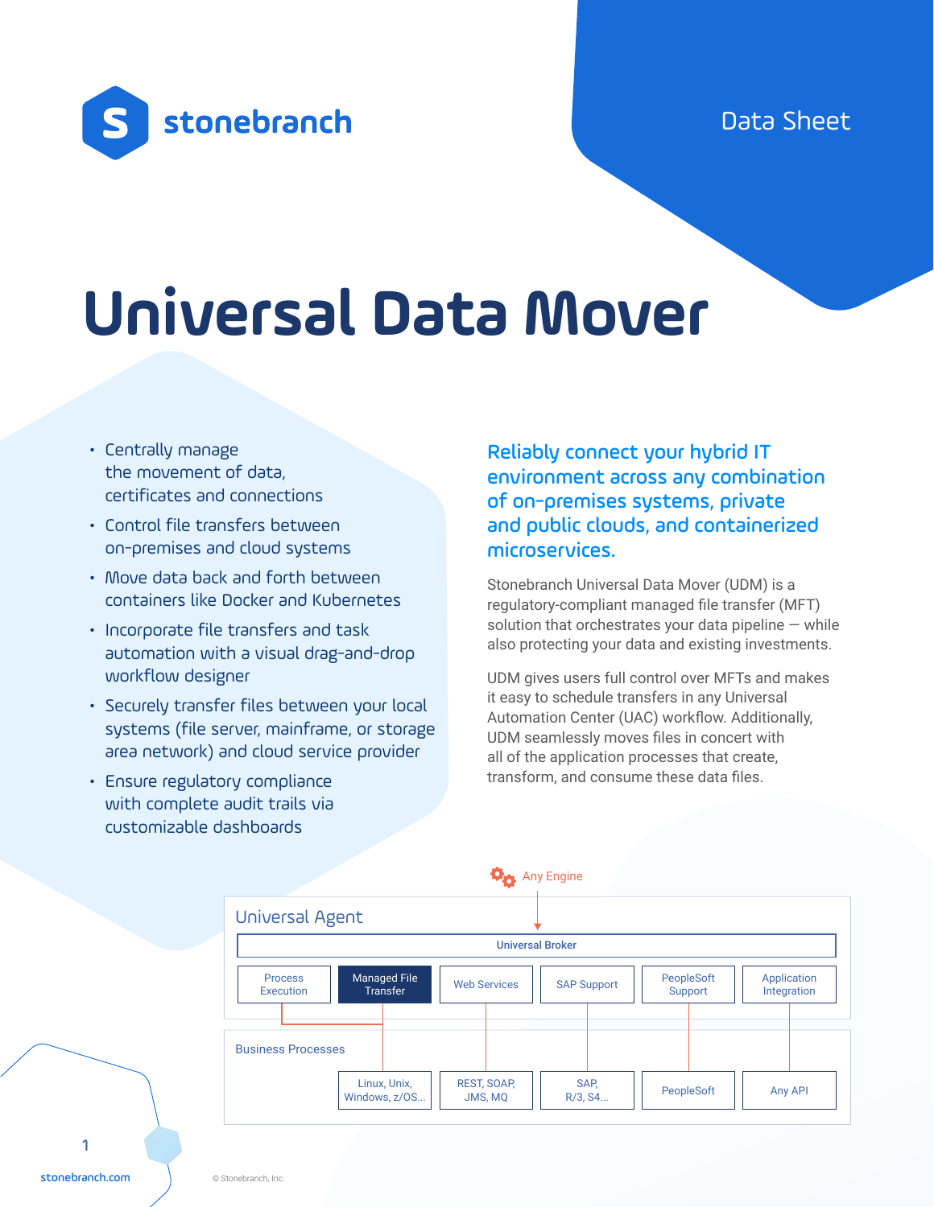stonebranch

Data Sheet

# Universal Data Mover

- Centrally manage the movement of data, certificates and connections
- Control file transfers between on-premises and cloud systems
- Move data back and forth between containers like Docker and Kubernetes
- Incorporate file transfers and task automation with a visual drag-and-drop workflow designer
- Securely transfer files between your local systems (file server, mainframe, or storage area network) and cloud service provider
- Ensure regulatory compliance with complete audit trails via customizable dashboards

## Reliably connect your hybrid IT environment across any combination of on-premises systems, private and public clouds, and containerized microservices.

Stonebranch Universal Data Mover (UDM) is a regulatory-compliant managed file transfer (MFT) solution that orchestrates your data pipeline — while also protecting your data and existing investments.

UDM gives users full control over MFTs and makes it easy to schedule transfers in any Universal Automation Center (UAC) workflow. Additionally, UDM seamlessly moves files in concert with all of the application processes that create, transform, and consume these data files.

Any Engine

Universal Agent

Universal Broker

| Process Execution | Managed File Transfer | Web Services | SAP Support | PeopleSoft Support | Application Integration |
|---|---|---|---|---|---|

Business Processes

| | Linux, Unix, Windows, z/OS... | REST, SOAP, JMS, MQ | SAP, R/3, S4... | PeopleSoft | Any API |
|---|---|---|---|---|---|

stonebranch.com

© Stonebranch, Inc.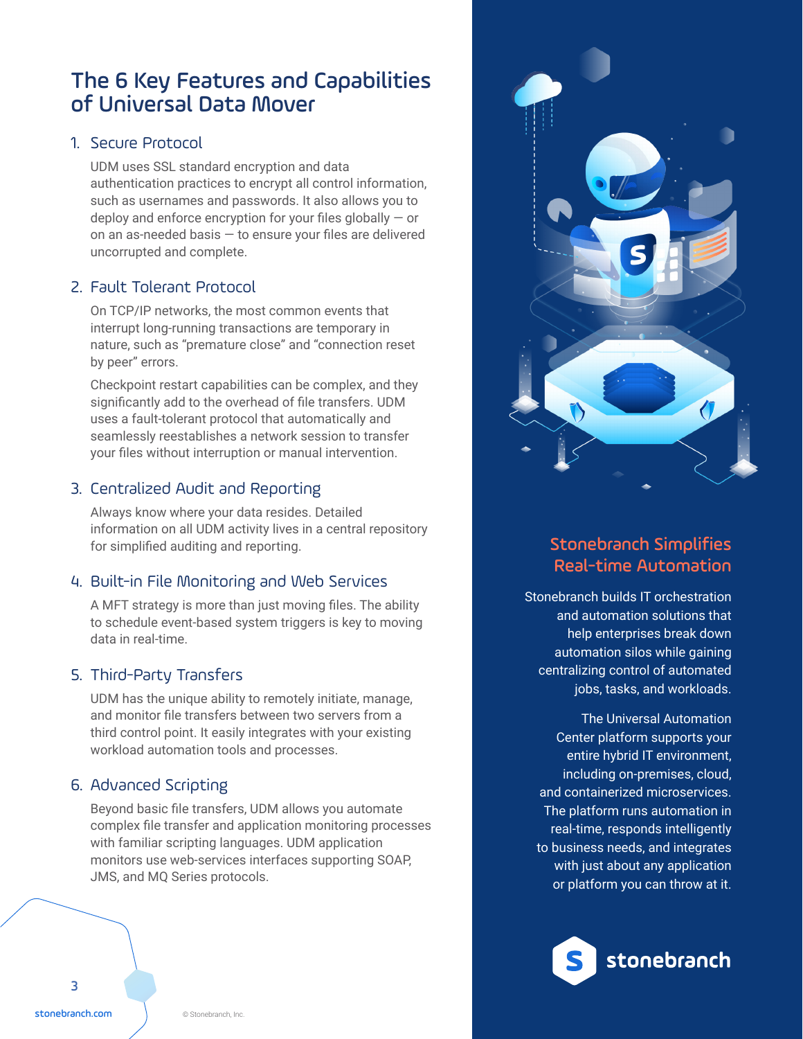# The 6 Key Features and Capabilities of Universal Data Mover

## 1. Secure Protocol

UDM uses SSL standard encryption and data authentication practices to encrypt all control information, such as usernames and passwords. It also allows you to deploy and enforce encryption for your files globally — or on an as-needed basis — to ensure your files are delivered uncorrupted and complete.

## 2. Fault Tolerant Protocol

On TCP/IP networks, the most common events that interrupt long-running transactions are temporary in nature, such as “premature close” and “connection reset by peer” errors.

Checkpoint restart capabilities can be complex, and they significantly add to the overhead of file transfers. UDM uses a fault-tolerant protocol that automatically and seamlessly reestablishes a network session to transfer your files without interruption or manual intervention.

## 3. Centralized Audit and Reporting

Always know where your data resides. Detailed information on all UDM activity lives in a central repository for simplified auditing and reporting.

## 4. Built-in File Monitoring and Web Services

A MFT strategy is more than just moving files. The ability to schedule event-based system triggers is key to moving data in real-time.

## 5. Third-Party Transfers

UDM has the unique ability to remotely initiate, manage, and monitor file transfers between two servers from a third control point. It easily integrates with your existing workload automation tools and processes.

## 6. Advanced Scripting

Beyond basic file transfers, UDM allows you automate complex file transfer and application monitoring processes with familiar scripting languages. UDM application monitors use web-services interfaces supporting SOAP, JMS, and MQ Series protocols.

## Stonebranch Simplifies Real-time Automation

Stonebranch builds IT orchestration and automation solutions that help enterprises break down automation silos while gaining centralizing control of automated jobs, tasks, and workloads.

The Universal Automation Center platform supports your entire hybrid IT environment, including on-premises, cloud, and containerized microservices. The platform runs automation in real-time, responds intelligently to business needs, and integrates with just about any application or platform you can throw at it.

stonebranch

stonebranch.com

© Stonebranch, Inc.